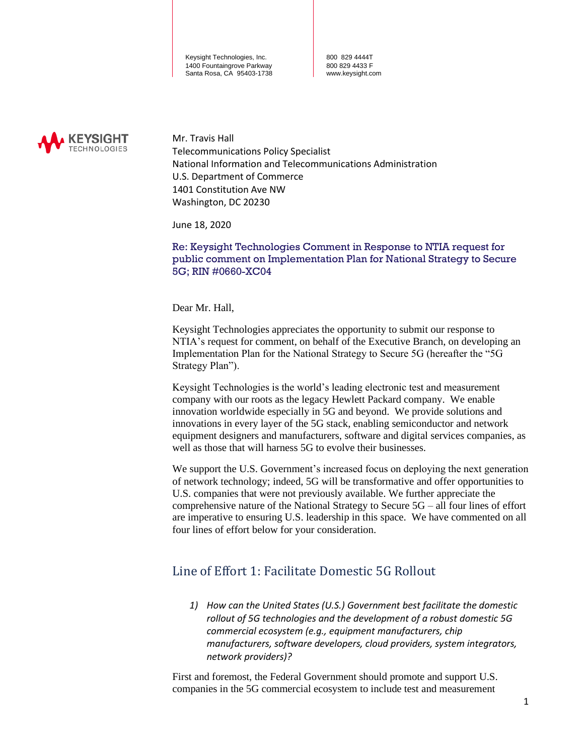Keysight Technologies, Inc.
1400 Fountaingrove Parkway
Santa Rosa, CA 95403-1738

800 829 4444T
800 829 4433 F
www.keysight.com

KEYSIGHT TECHNOLOGIES

Mr. Travis Hall
Telecommunications Policy Specialist
National Information and Telecommunications Administration
U.S. Department of Commerce
1401 Constitution Ave NW
Washington, DC 20230

June 18, 2020

**Re: Keysight Technologies Comment in Response to NTIA request for public comment on Implementation Plan for National Strategy to Secure 5G; RIN #0660-XC04**

Dear Mr. Hall,

Keysight Technologies appreciates the opportunity to submit our response to NTIA's request for comment, on behalf of the Executive Branch, on developing an Implementation Plan for the National Strategy to Secure 5G (hereafter the "5G Strategy Plan").

Keysight Technologies is the world's leading electronic test and measurement company with our roots as the legacy Hewlett Packard company. We enable innovation worldwide especially in 5G and beyond. We provide solutions and innovations in every layer of the 5G stack, enabling semiconductor and network equipment designers and manufacturers, software and digital services companies, as well as those that will harness 5G to evolve their businesses.

We support the U.S. Government's increased focus on deploying the next generation of network technology; indeed, 5G will be transformative and offer opportunities to U.S. companies that were not previously available. We further appreciate the comprehensive nature of the National Strategy to Secure 5G – all four lines of effort are imperative to ensuring U.S. leadership in this space. We have commented on all four lines of effort below for your consideration.

## Line of Effort 1: Facilitate Domestic 5G Rollout

1) *How can the United States (U.S.) Government best facilitate the domestic rollout of 5G technologies and the development of a robust domestic 5G commercial ecosystem (e.g., equipment manufacturers, chip manufacturers, software developers, cloud providers, system integrators, network providers)?*

First and foremost, the Federal Government should promote and support U.S. companies in the 5G commercial ecosystem to include test and measurement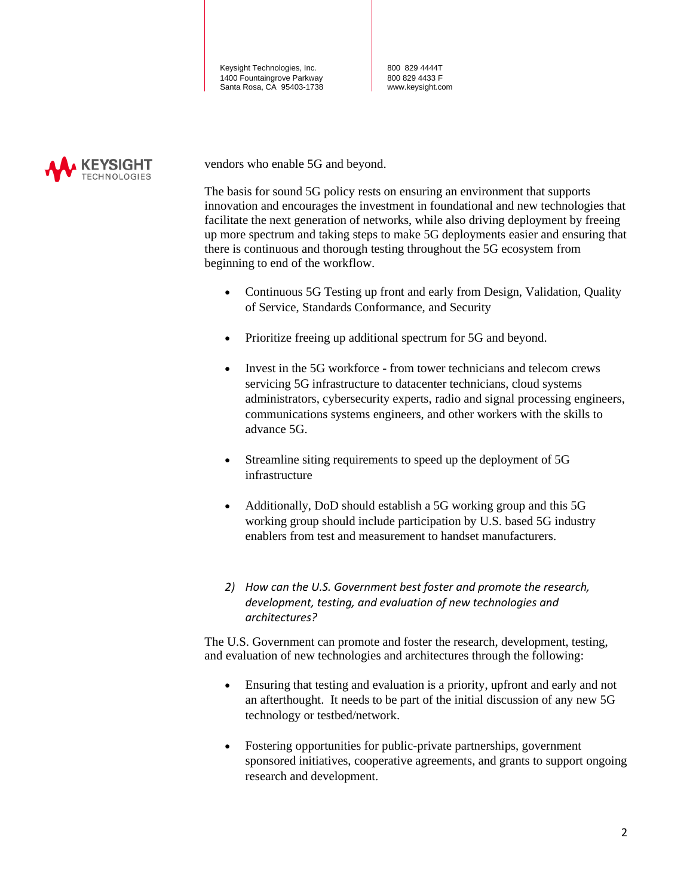vendors who enable 5G and beyond.

The basis for sound 5G policy rests on ensuring an environment that supports innovation and encourages the investment in foundational and new technologies that facilitate the next generation of networks, while also driving deployment by freeing up more spectrum and taking steps to make 5G deployments easier and ensuring that there is continuous and thorough testing throughout the 5G ecosystem from beginning to end of the workflow.

- Continuous 5G Testing up front and early from Design, Validation, Quality of Service, Standards Conformance, and Security
- Prioritize freeing up additional spectrum for 5G and beyond.
- Invest in the 5G workforce - from tower technicians and telecom crews servicing 5G infrastructure to datacenter technicians, cloud systems administrators, cybersecurity experts, radio and signal processing engineers, communications systems engineers, and other workers with the skills to advance 5G.
- Streamline siting requirements to speed up the deployment of 5G infrastructure
- Additionally, DoD should establish a 5G working group and this 5G working group should include participation by U.S. based 5G industry enablers from test and measurement to handset manufacturers.

*2) How can the U.S. Government best foster and promote the research, development, testing, and evaluation of new technologies and architectures?*

The U.S. Government can promote and foster the research, development, testing, and evaluation of new technologies and architectures through the following:

- Ensuring that testing and evaluation is a priority, upfront and early and not an afterthought. It needs to be part of the initial discussion of any new 5G technology or testbed/network.
- Fostering opportunities for public-private partnerships, government sponsored initiatives, cooperative agreements, and grants to support ongoing research and development.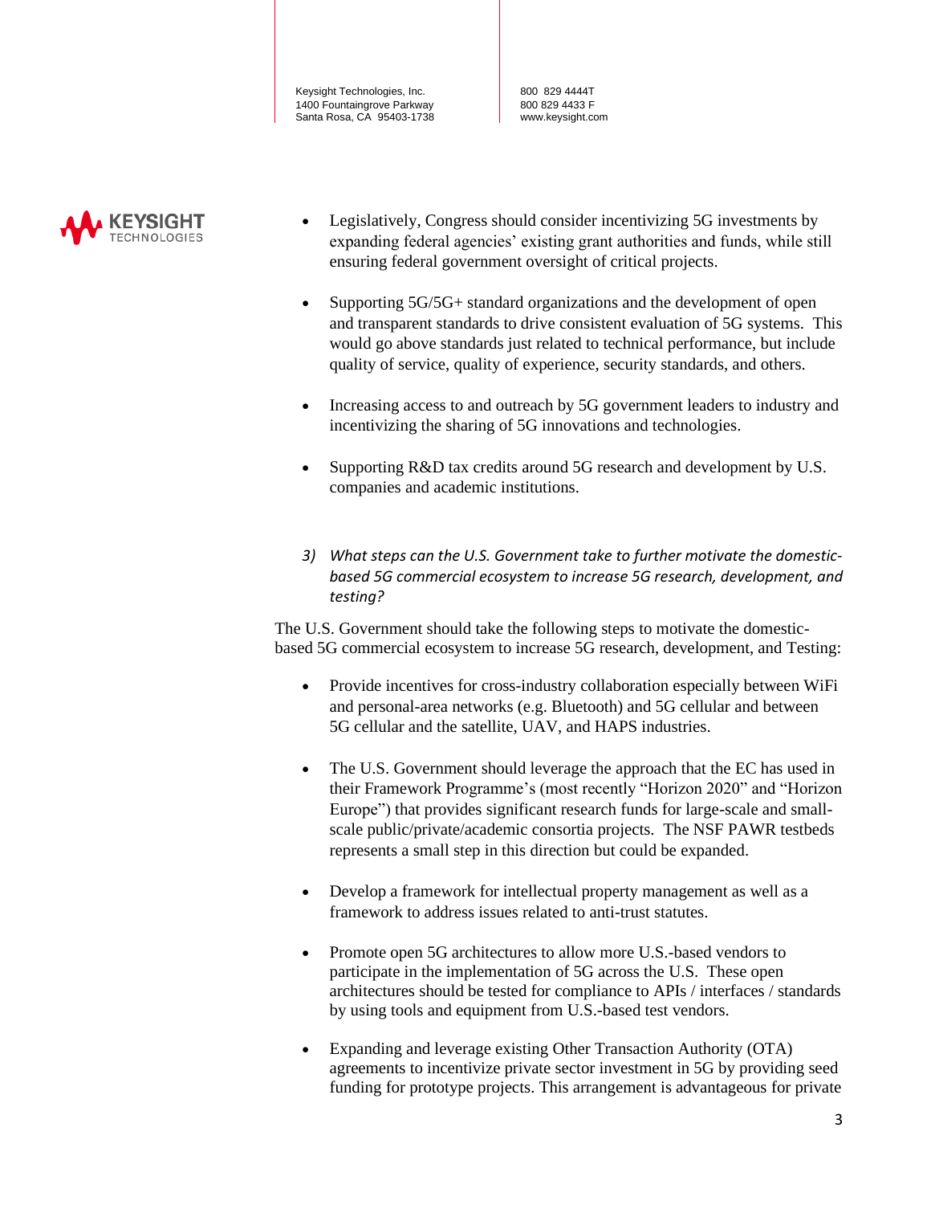- Legislatively, Congress should consider incentivizing 5G investments by expanding federal agencies' existing grant authorities and funds, while still ensuring federal government oversight of critical projects.

- Supporting 5G/5G+ standard organizations and the development of open and transparent standards to drive consistent evaluation of 5G systems. This would go above standards just related to technical performance, but include quality of service, quality of experience, security standards, and others.

- Increasing access to and outreach by 5G government leaders to industry and incentivizing the sharing of 5G innovations and technologies.

- Supporting R&D tax credits around 5G research and development by U.S. companies and academic institutions.

3) *What steps can the U.S. Government take to further motivate the domestic-based 5G commercial ecosystem to increase 5G research, development, and testing?*

The U.S. Government should take the following steps to motivate the domestic-based 5G commercial ecosystem to increase 5G research, development, and Testing:

- Provide incentives for cross-industry collaboration especially between WiFi and personal-area networks (e.g. Bluetooth) and 5G cellular and between 5G cellular and the satellite, UAV, and HAPS industries.

- The U.S. Government should leverage the approach that the EC has used in their Framework Programme's (most recently "Horizon 2020" and "Horizon Europe") that provides significant research funds for large-scale and small-scale public/private/academic consortia projects. The NSF PAWR testbeds represents a small step in this direction but could be expanded.

- Develop a framework for intellectual property management as well as a framework to address issues related to anti-trust statutes.

- Promote open 5G architectures to allow more U.S.-based vendors to participate in the implementation of 5G across the U.S. These open architectures should be tested for compliance to APIs / interfaces / standards by using tools and equipment from U.S.-based test vendors.

- Expanding and leverage existing Other Transaction Authority (OTA) agreements to incentivize private sector investment in 5G by providing seed funding for prototype projects. This arrangement is advantageous for private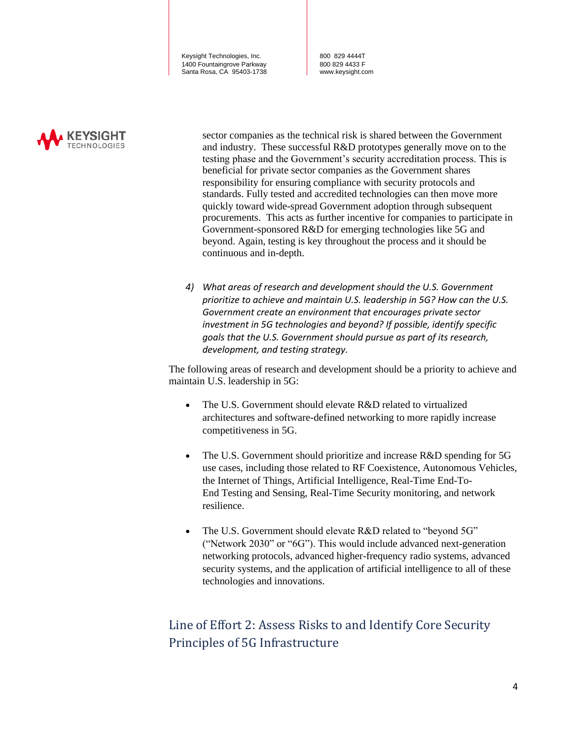sector companies as the technical risk is shared between the Government and industry. These successful R&D prototypes generally move on to the testing phase and the Government's security accreditation process. This is beneficial for private sector companies as the Government shares responsibility for ensuring compliance with security protocols and standards. Fully tested and accredited technologies can then move more quickly toward wide-spread Government adoption through subsequent procurements. This acts as further incentive for companies to participate in Government-sponsored R&D for emerging technologies like 5G and beyond. Again, testing is key throughout the process and it should be continuous and in-depth.

4) *What areas of research and development should the U.S. Government prioritize to achieve and maintain U.S. leadership in 5G? How can the U.S. Government create an environment that encourages private sector investment in 5G technologies and beyond? If possible, identify specific goals that the U.S. Government should pursue as part of its research, development, and testing strategy.*

The following areas of research and development should be a priority to achieve and maintain U.S. leadership in 5G:

- The U.S. Government should elevate R&D related to virtualized architectures and software-defined networking to more rapidly increase competitiveness in 5G.
- The U.S. Government should prioritize and increase R&D spending for 5G use cases, including those related to RF Coexistence, Autonomous Vehicles, the Internet of Things, Artificial Intelligence, Real-Time End-To-End Testing and Sensing, Real-Time Security monitoring, and network resilience.
- The U.S. Government should elevate R&D related to "beyond 5G" ("Network 2030" or "6G"). This would include advanced next-generation networking protocols, advanced higher-frequency radio systems, advanced security systems, and the application of artificial intelligence to all of these technologies and innovations.

## Line of Effort 2: Assess Risks to and Identify Core Security Principles of 5G Infrastructure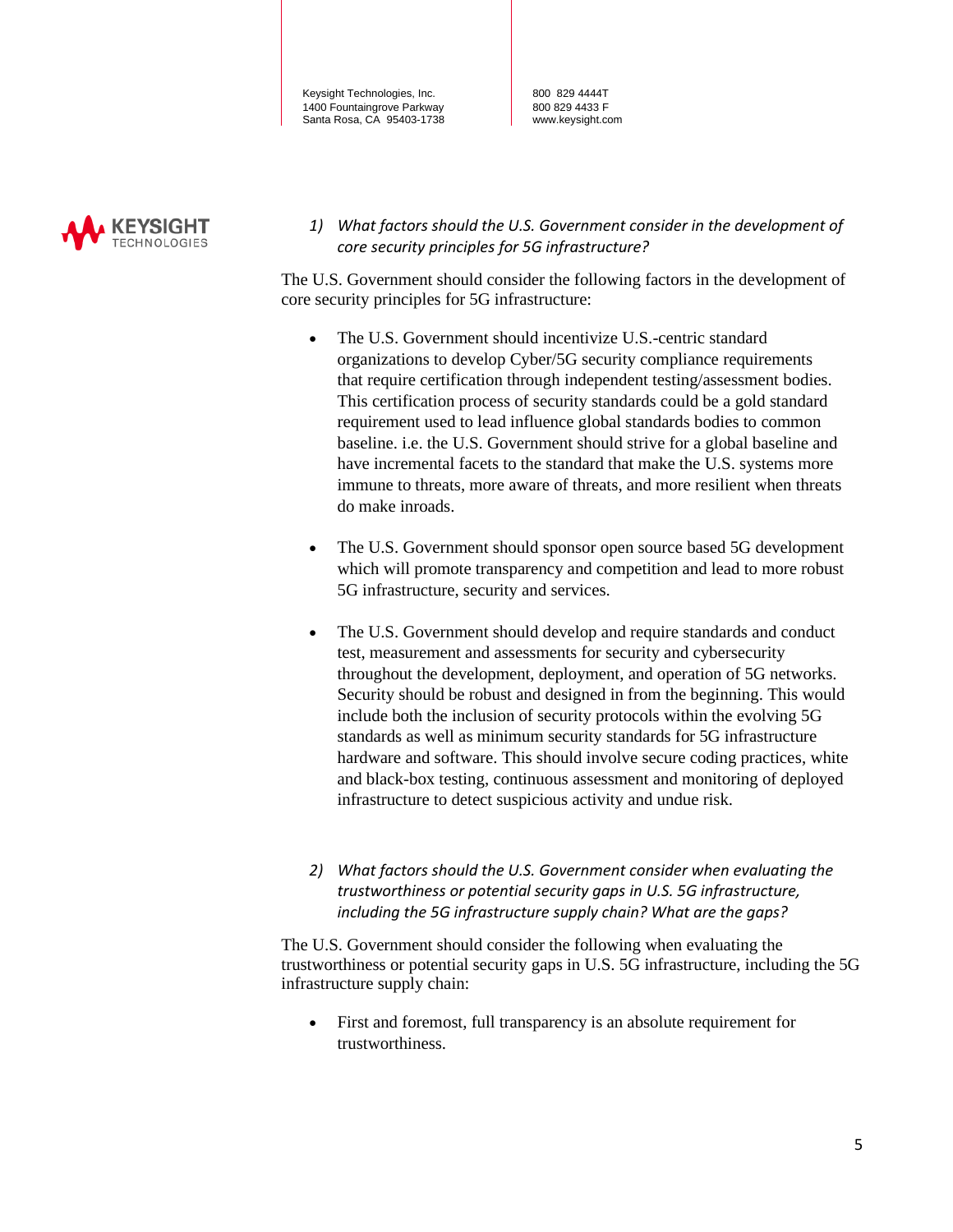1) *What factors should the U.S. Government consider in the development of core security principles for 5G infrastructure?*

The U.S. Government should consider the following factors in the development of core security principles for 5G infrastructure:

- The U.S. Government should incentivize U.S.-centric standard organizations to develop Cyber/5G security compliance requirements that require certification through independent testing/assessment bodies. This certification process of security standards could be a gold standard requirement used to lead influence global standards bodies to common baseline. i.e. the U.S. Government should strive for a global baseline and have incremental facets to the standard that make the U.S. systems more immune to threats, more aware of threats, and more resilient when threats do make inroads.

- The U.S. Government should sponsor open source based 5G development which will promote transparency and competition and lead to more robust 5G infrastructure, security and services.

- The U.S. Government should develop and require standards and conduct test, measurement and assessments for security and cybersecurity throughout the development, deployment, and operation of 5G networks. Security should be robust and designed in from the beginning. This would include both the inclusion of security protocols within the evolving 5G standards as well as minimum security standards for 5G infrastructure hardware and software. This should involve secure coding practices, white and black-box testing, continuous assessment and monitoring of deployed infrastructure to detect suspicious activity and undue risk.

2) *What factors should the U.S. Government consider when evaluating the trustworthiness or potential security gaps in U.S. 5G infrastructure, including the 5G infrastructure supply chain? What are the gaps?*

The U.S. Government should consider the following when evaluating the trustworthiness or potential security gaps in U.S. 5G infrastructure, including the 5G infrastructure supply chain:

- First and foremost, full transparency is an absolute requirement for trustworthiness.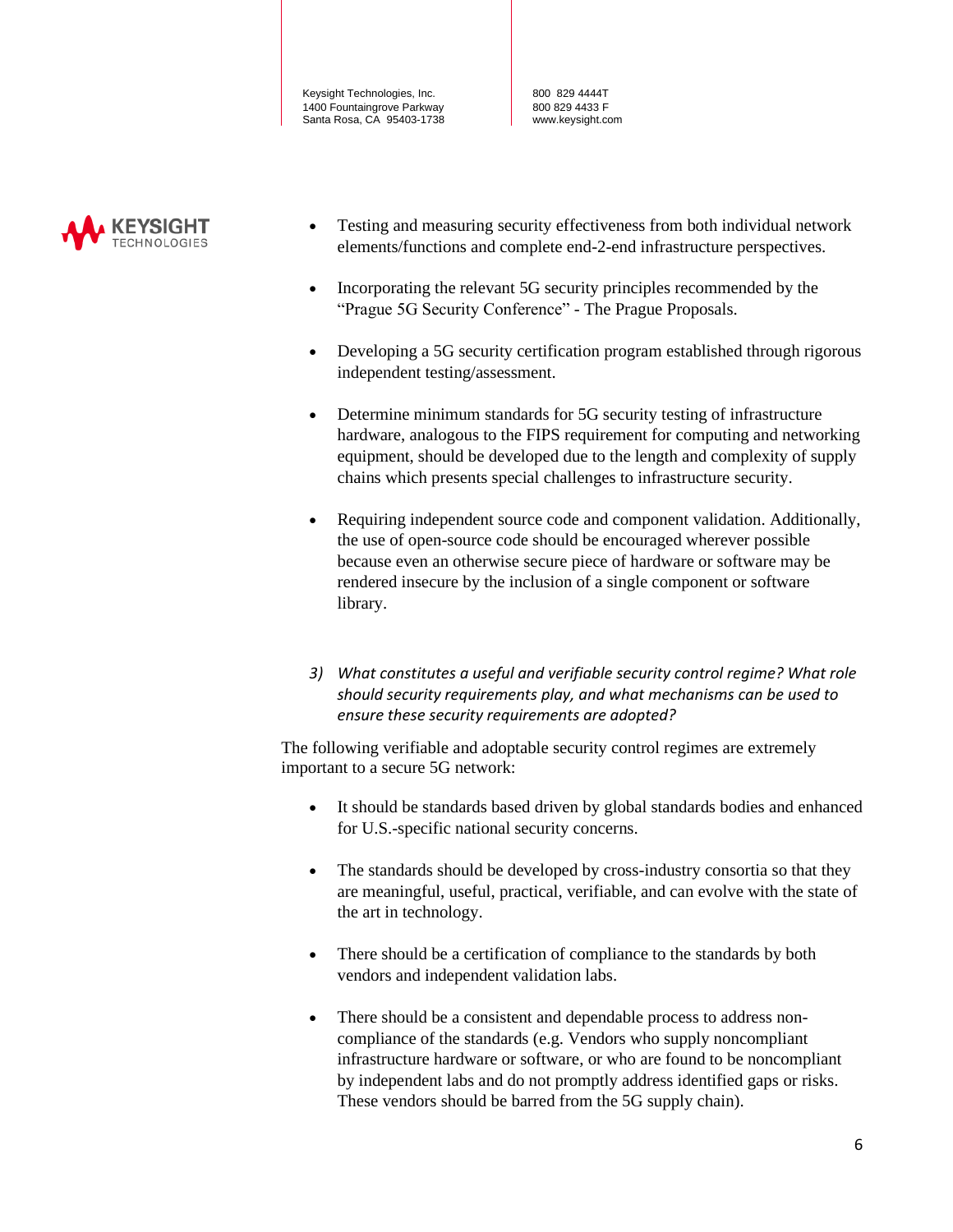- Testing and measuring security effectiveness from both individual network elements/functions and complete end-2-end infrastructure perspectives.

- Incorporating the relevant 5G security principles recommended by the "Prague 5G Security Conference" - The Prague Proposals.

- Developing a 5G security certification program established through rigorous independent testing/assessment.

- Determine minimum standards for 5G security testing of infrastructure hardware, analogous to the FIPS requirement for computing and networking equipment, should be developed due to the length and complexity of supply chains which presents special challenges to infrastructure security.

- Requiring independent source code and component validation. Additionally, the use of open-source code should be encouraged wherever possible because even an otherwise secure piece of hardware or software may be rendered insecure by the inclusion of a single component or software library.

3) *What constitutes a useful and verifiable security control regime? What role should security requirements play, and what mechanisms can be used to ensure these security requirements are adopted?*

The following verifiable and adoptable security control regimes are extremely important to a secure 5G network:

- It should be standards based driven by global standards bodies and enhanced for U.S.-specific national security concerns.

- The standards should be developed by cross-industry consortia so that they are meaningful, useful, practical, verifiable, and can evolve with the state of the art in technology.

- There should be a certification of compliance to the standards by both vendors and independent validation labs.

- There should be a consistent and dependable process to address non-compliance of the standards (e.g. Vendors who supply noncompliant infrastructure hardware or software, or who are found to be noncompliant by independent labs and do not promptly address identified gaps or risks. These vendors should be barred from the 5G supply chain).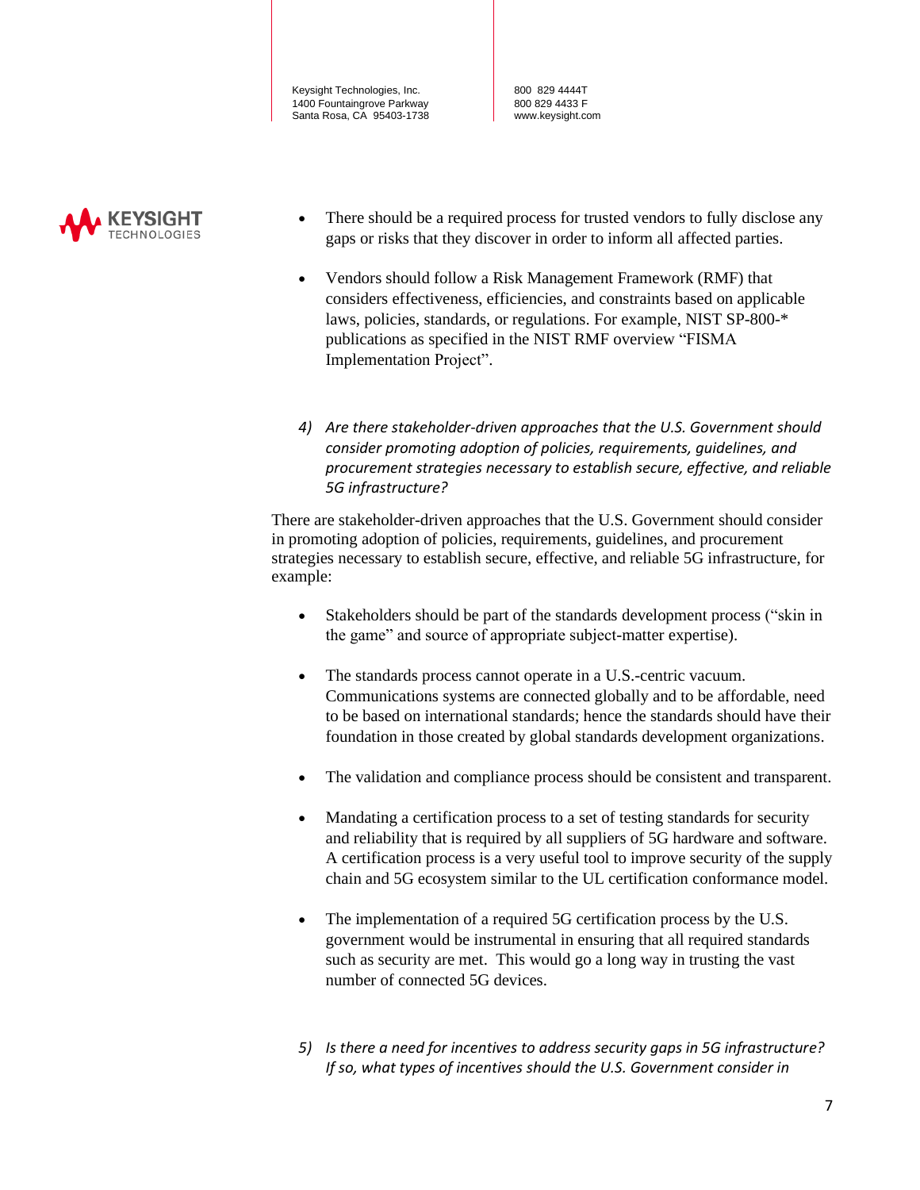- There should be a required process for trusted vendors to fully disclose any gaps or risks that they discover in order to inform all affected parties.

- Vendors should follow a Risk Management Framework (RMF) that considers effectiveness, efficiencies, and constraints based on applicable laws, policies, standards, or regulations. For example, NIST SP-800-* publications as specified in the NIST RMF overview "FISMA Implementation Project".

4) *Are there stakeholder-driven approaches that the U.S. Government should consider promoting adoption of policies, requirements, guidelines, and procurement strategies necessary to establish secure, effective, and reliable 5G infrastructure?*

There are stakeholder-driven approaches that the U.S. Government should consider in promoting adoption of policies, requirements, guidelines, and procurement strategies necessary to establish secure, effective, and reliable 5G infrastructure, for example:

- Stakeholders should be part of the standards development process ("skin in the game" and source of appropriate subject-matter expertise).

- The standards process cannot operate in a U.S.-centric vacuum. Communications systems are connected globally and to be affordable, need to be based on international standards; hence the standards should have their foundation in those created by global standards development organizations.

- The validation and compliance process should be consistent and transparent.

- Mandating a certification process to a set of testing standards for security and reliability that is required by all suppliers of 5G hardware and software. A certification process is a very useful tool to improve security of the supply chain and 5G ecosystem similar to the UL certification conformance model.

- The implementation of a required 5G certification process by the U.S. government would be instrumental in ensuring that all required standards such as security are met. This would go a long way in trusting the vast number of connected 5G devices.

5) *Is there a need for incentives to address security gaps in 5G infrastructure? If so, what types of incentives should the U.S. Government consider in*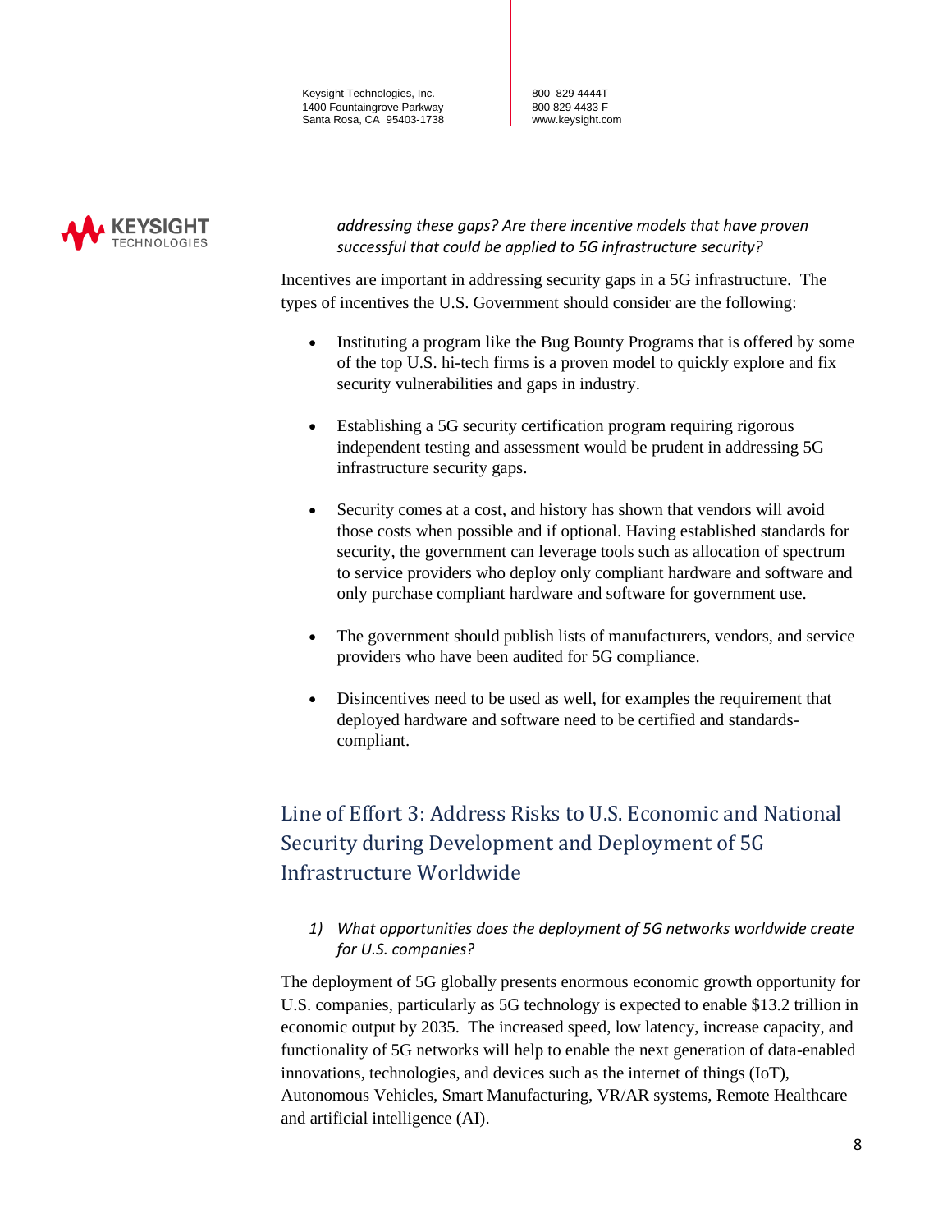*addressing these gaps? Are there incentive models that have proven successful that could be applied to 5G infrastructure security?*

Incentives are important in addressing security gaps in a 5G infrastructure. The types of incentives the U.S. Government should consider are the following:

- Instituting a program like the Bug Bounty Programs that is offered by some of the top U.S. hi-tech firms is a proven model to quickly explore and fix security vulnerabilities and gaps in industry.
- Establishing a 5G security certification program requiring rigorous independent testing and assessment would be prudent in addressing 5G infrastructure security gaps.
- Security comes at a cost, and history has shown that vendors will avoid those costs when possible and if optional. Having established standards for security, the government can leverage tools such as allocation of spectrum to service providers who deploy only compliant hardware and software and only purchase compliant hardware and software for government use.
- The government should publish lists of manufacturers, vendors, and service providers who have been audited for 5G compliance.
- Disincentives need to be used as well, for examples the requirement that deployed hardware and software need to be certified and standards-compliant.

## Line of Effort 3: Address Risks to U.S. Economic and National Security during Development and Deployment of 5G Infrastructure Worldwide

1) *What opportunities does the deployment of 5G networks worldwide create for U.S. companies?*

The deployment of 5G globally presents enormous economic growth opportunity for U.S. companies, particularly as 5G technology is expected to enable $13.2 trillion in economic output by 2035. The increased speed, low latency, increase capacity, and functionality of 5G networks will help to enable the next generation of data-enabled innovations, technologies, and devices such as the internet of things (IoT), Autonomous Vehicles, Smart Manufacturing, VR/AR systems, Remote Healthcare and artificial intelligence (AI).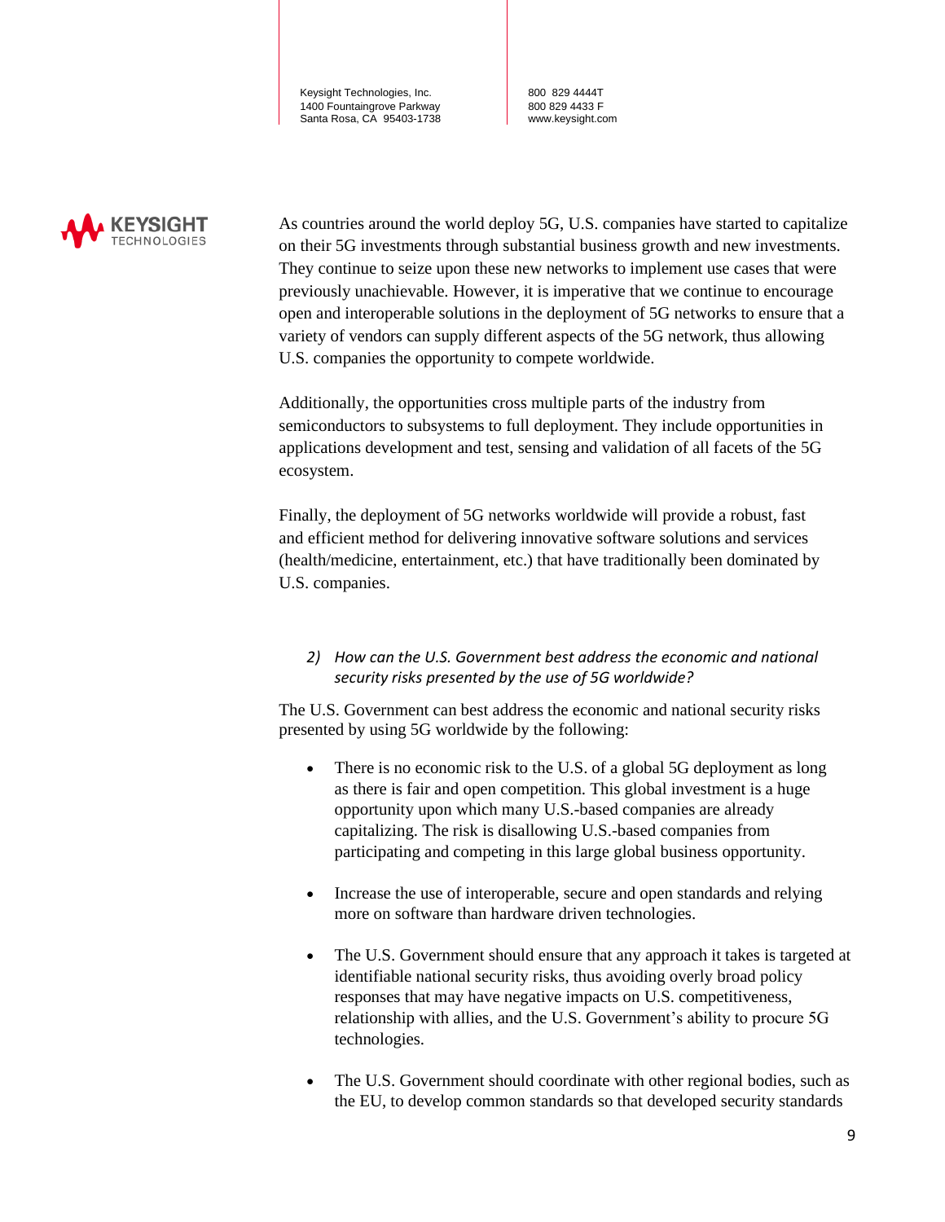As countries around the world deploy 5G, U.S. companies have started to capitalize on their 5G investments through substantial business growth and new investments. They continue to seize upon these new networks to implement use cases that were previously unachievable. However, it is imperative that we continue to encourage open and interoperable solutions in the deployment of 5G networks to ensure that a variety of vendors can supply different aspects of the 5G network, thus allowing U.S. companies the opportunity to compete worldwide.

Additionally, the opportunities cross multiple parts of the industry from semiconductors to subsystems to full deployment. They include opportunities in applications development and test, sensing and validation of all facets of the 5G ecosystem.

Finally, the deployment of 5G networks worldwide will provide a robust, fast and efficient method for delivering innovative software solutions and services (health/medicine, entertainment, etc.) that have traditionally been dominated by U.S. companies.

2) *How can the U.S. Government best address the economic and national security risks presented by the use of 5G worldwide?*

The U.S. Government can best address the economic and national security risks presented by using 5G worldwide by the following:

- There is no economic risk to the U.S. of a global 5G deployment as long as there is fair and open competition. This global investment is a huge opportunity upon which many U.S.-based companies are already capitalizing. The risk is disallowing U.S.-based companies from participating and competing in this large global business opportunity.

- Increase the use of interoperable, secure and open standards and relying more on software than hardware driven technologies.

- The U.S. Government should ensure that any approach it takes is targeted at identifiable national security risks, thus avoiding overly broad policy responses that may have negative impacts on U.S. competitiveness, relationship with allies, and the U.S. Government's ability to procure 5G technologies.

- The U.S. Government should coordinate with other regional bodies, such as the EU, to develop common standards so that developed security standards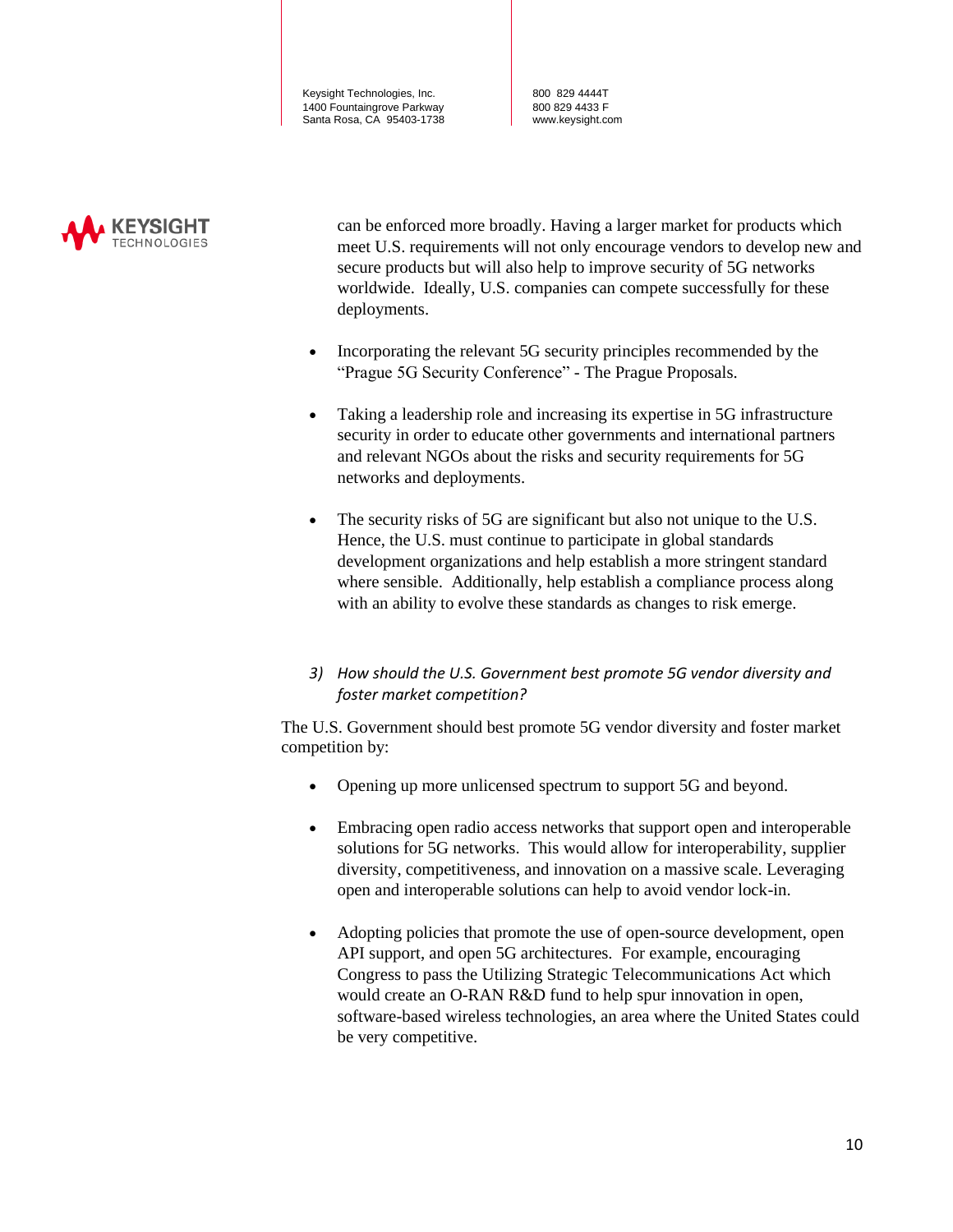can be enforced more broadly. Having a larger market for products which meet U.S. requirements will not only encourage vendors to develop new and secure products but will also help to improve security of 5G networks worldwide. Ideally, U.S. companies can compete successfully for these deployments.

- Incorporating the relevant 5G security principles recommended by the "Prague 5G Security Conference" - The Prague Proposals.

- Taking a leadership role and increasing its expertise in 5G infrastructure security in order to educate other governments and international partners and relevant NGOs about the risks and security requirements for 5G networks and deployments.

- The security risks of 5G are significant but also not unique to the U.S. Hence, the U.S. must continue to participate in global standards development organizations and help establish a more stringent standard where sensible. Additionally, help establish a compliance process along with an ability to evolve these standards as changes to risk emerge.

3) *How should the U.S. Government best promote 5G vendor diversity and foster market competition?*

The U.S. Government should best promote 5G vendor diversity and foster market competition by:

- Opening up more unlicensed spectrum to support 5G and beyond.

- Embracing open radio access networks that support open and interoperable solutions for 5G networks. This would allow for interoperability, supplier diversity, competitiveness, and innovation on a massive scale. Leveraging open and interoperable solutions can help to avoid vendor lock-in.

- Adopting policies that promote the use of open-source development, open API support, and open 5G architectures. For example, encouraging Congress to pass the Utilizing Strategic Telecommunications Act which would create an O-RAN R&D fund to help spur innovation in open, software-based wireless technologies, an area where the United States could be very competitive.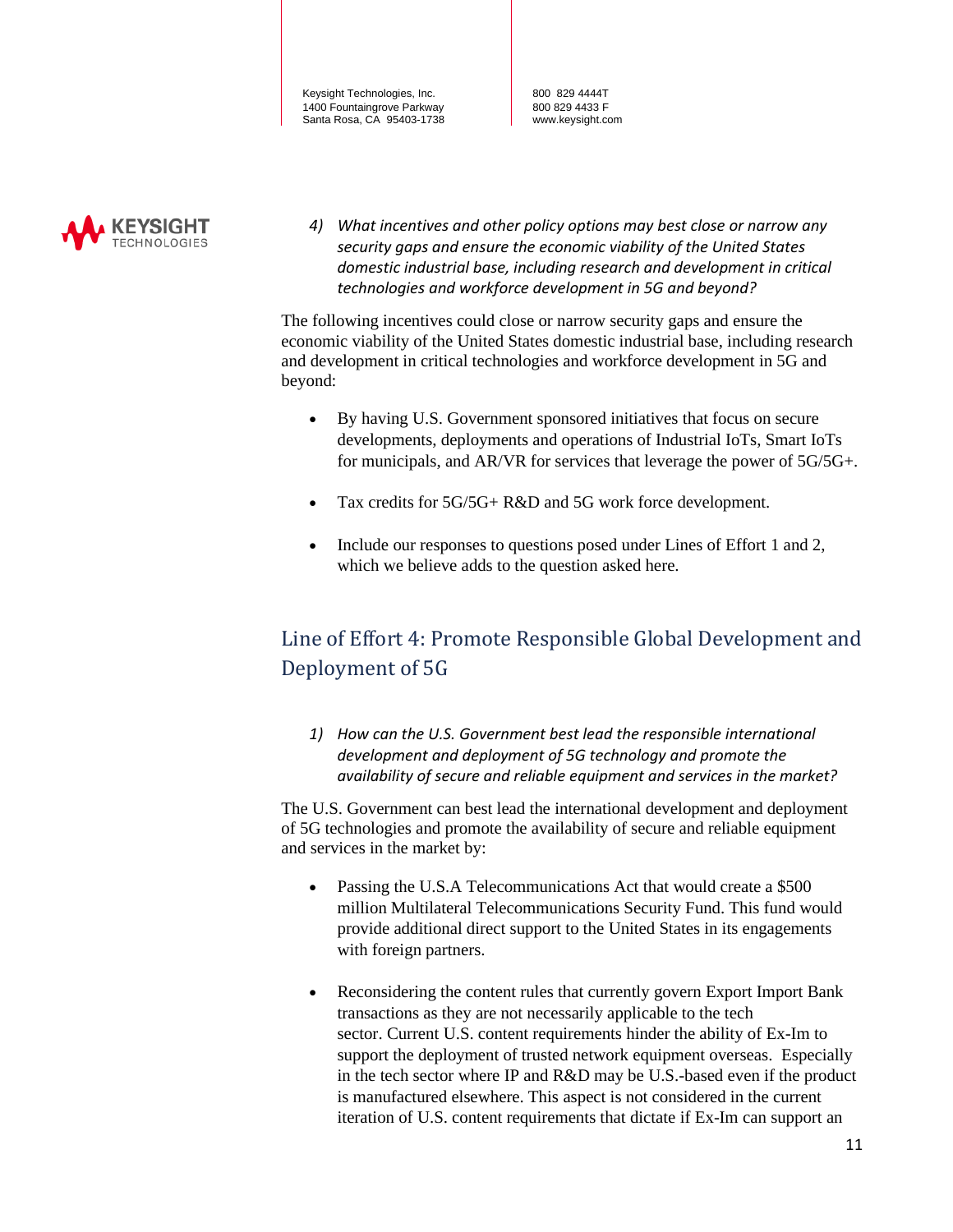*4) What incentives and other policy options may best close or narrow any security gaps and ensure the economic viability of the United States domestic industrial base, including research and development in critical technologies and workforce development in 5G and beyond?*

The following incentives could close or narrow security gaps and ensure the economic viability of the United States domestic industrial base, including research and development in critical technologies and workforce development in 5G and beyond:

- By having U.S. Government sponsored initiatives that focus on secure developments, deployments and operations of Industrial IoTs, Smart IoTs for municipals, and AR/VR for services that leverage the power of 5G/5G+.
- Tax credits for 5G/5G+ R&D and 5G work force development.
- Include our responses to questions posed under Lines of Effort 1 and 2, which we believe adds to the question asked here.

## Line of Effort 4: Promote Responsible Global Development and Deployment of 5G

*1) How can the U.S. Government best lead the responsible international development and deployment of 5G technology and promote the availability of secure and reliable equipment and services in the market?*

The U.S. Government can best lead the international development and deployment of 5G technologies and promote the availability of secure and reliable equipment and services in the market by:

- Passing the U.S.A Telecommunications Act that would create a $500 million Multilateral Telecommunications Security Fund. This fund would provide additional direct support to the United States in its engagements with foreign partners.
- Reconsidering the content rules that currently govern Export Import Bank transactions as they are not necessarily applicable to the tech sector. Current U.S. content requirements hinder the ability of Ex-Im to support the deployment of trusted network equipment overseas. Especially in the tech sector where IP and R&D may be U.S.-based even if the product is manufactured elsewhere. This aspect is not considered in the current iteration of U.S. content requirements that dictate if Ex-Im can support an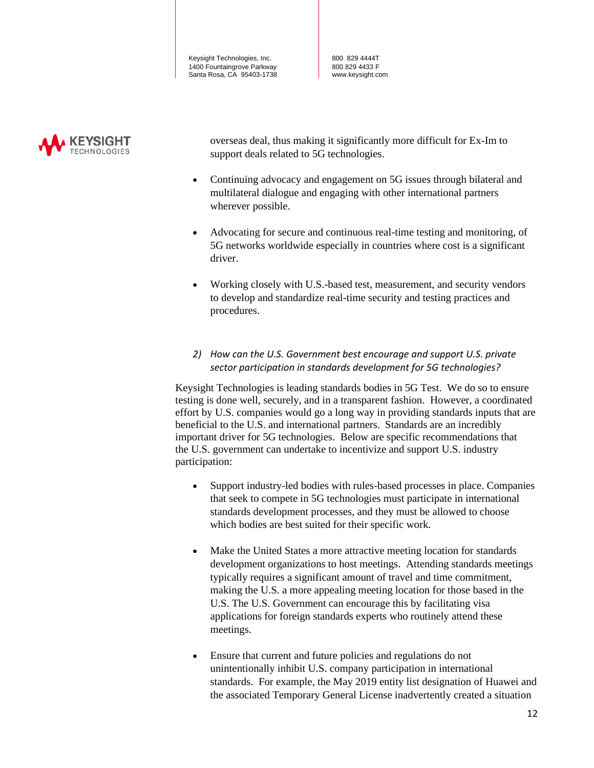overseas deal, thus making it significantly more difficult for Ex-Im to support deals related to 5G technologies.

- Continuing advocacy and engagement on 5G issues through bilateral and multilateral dialogue and engaging with other international partners wherever possible.

- Advocating for secure and continuous real-time testing and monitoring, of 5G networks worldwide especially in countries where cost is a significant driver.

- Working closely with U.S.-based test, measurement, and security vendors to develop and standardize real-time security and testing practices and procedures.

*2) How can the U.S. Government best encourage and support U.S. private sector participation in standards development for 5G technologies?*

Keysight Technologies is leading standards bodies in 5G Test. We do so to ensure testing is done well, securely, and in a transparent fashion. However, a coordinated effort by U.S. companies would go a long way in providing standards inputs that are beneficial to the U.S. and international partners. Standards are an incredibly important driver for 5G technologies. Below are specific recommendations that the U.S. government can undertake to incentivize and support U.S. industry participation:

- Support industry-led bodies with rules-based processes in place. Companies that seek to compete in 5G technologies must participate in international standards development processes, and they must be allowed to choose which bodies are best suited for their specific work.

- Make the United States a more attractive meeting location for standards development organizations to host meetings. Attending standards meetings typically requires a significant amount of travel and time commitment, making the U.S. a more appealing meeting location for those based in the U.S. The U.S. Government can encourage this by facilitating visa applications for foreign standards experts who routinely attend these meetings.

- Ensure that current and future policies and regulations do not unintentionally inhibit U.S. company participation in international standards. For example, the May 2019 entity list designation of Huawei and the associated Temporary General License inadvertently created a situation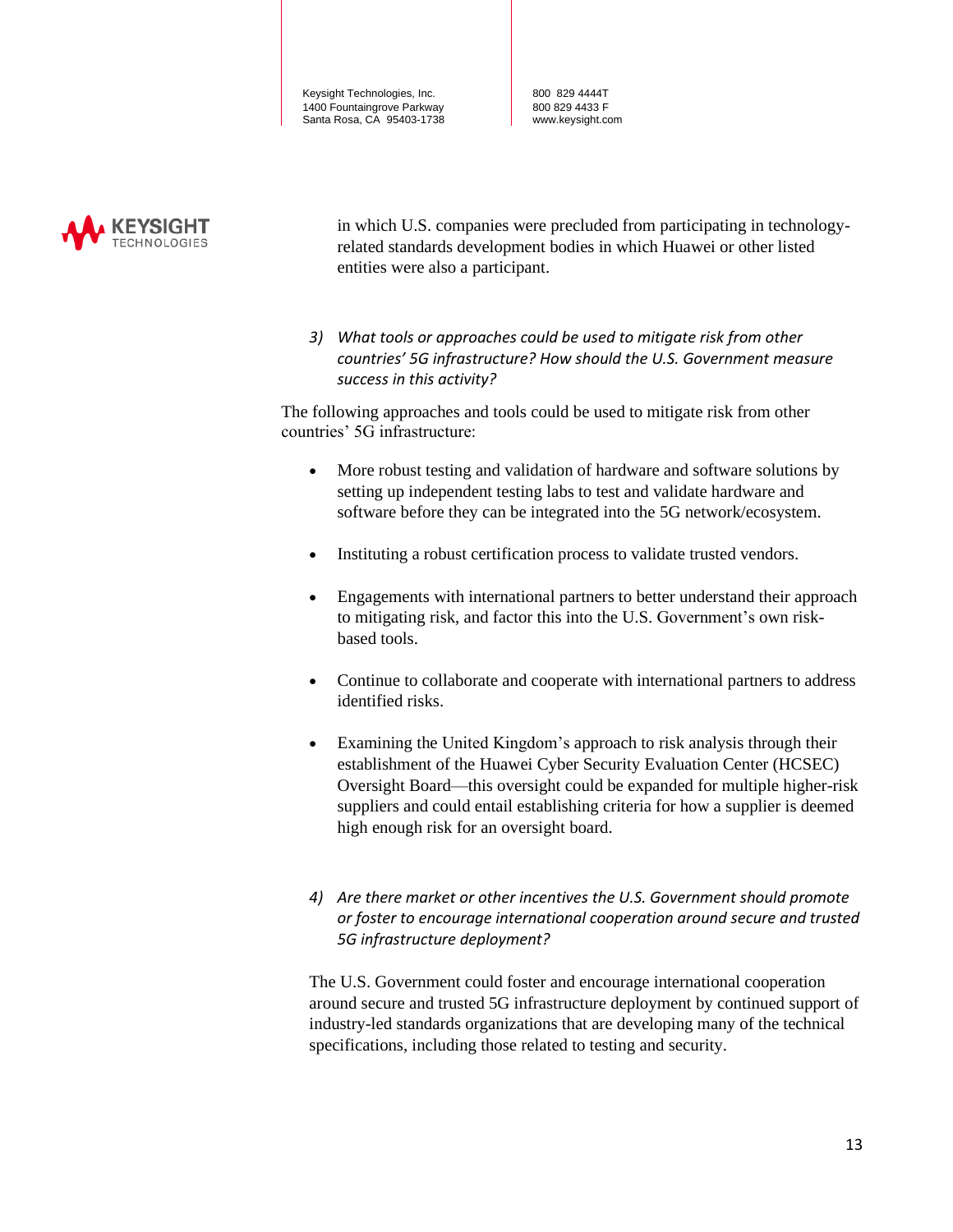in which U.S. companies were precluded from participating in technology-related standards development bodies in which Huawei or other listed entities were also a participant.

3) *What tools or approaches could be used to mitigate risk from other countries' 5G infrastructure? How should the U.S. Government measure success in this activity?*

The following approaches and tools could be used to mitigate risk from other countries' 5G infrastructure:

- More robust testing and validation of hardware and software solutions by setting up independent testing labs to test and validate hardware and software before they can be integrated into the 5G network/ecosystem.
- Instituting a robust certification process to validate trusted vendors.
- Engagements with international partners to better understand their approach to mitigating risk, and factor this into the U.S. Government's own risk-based tools.
- Continue to collaborate and cooperate with international partners to address identified risks.
- Examining the United Kingdom's approach to risk analysis through their establishment of the Huawei Cyber Security Evaluation Center (HCSEC) Oversight Board—this oversight could be expanded for multiple higher-risk suppliers and could entail establishing criteria for how a supplier is deemed high enough risk for an oversight board.

4) *Are there market or other incentives the U.S. Government should promote or foster to encourage international cooperation around secure and trusted 5G infrastructure deployment?*

The U.S. Government could foster and encourage international cooperation around secure and trusted 5G infrastructure deployment by continued support of industry-led standards organizations that are developing many of the technical specifications, including those related to testing and security.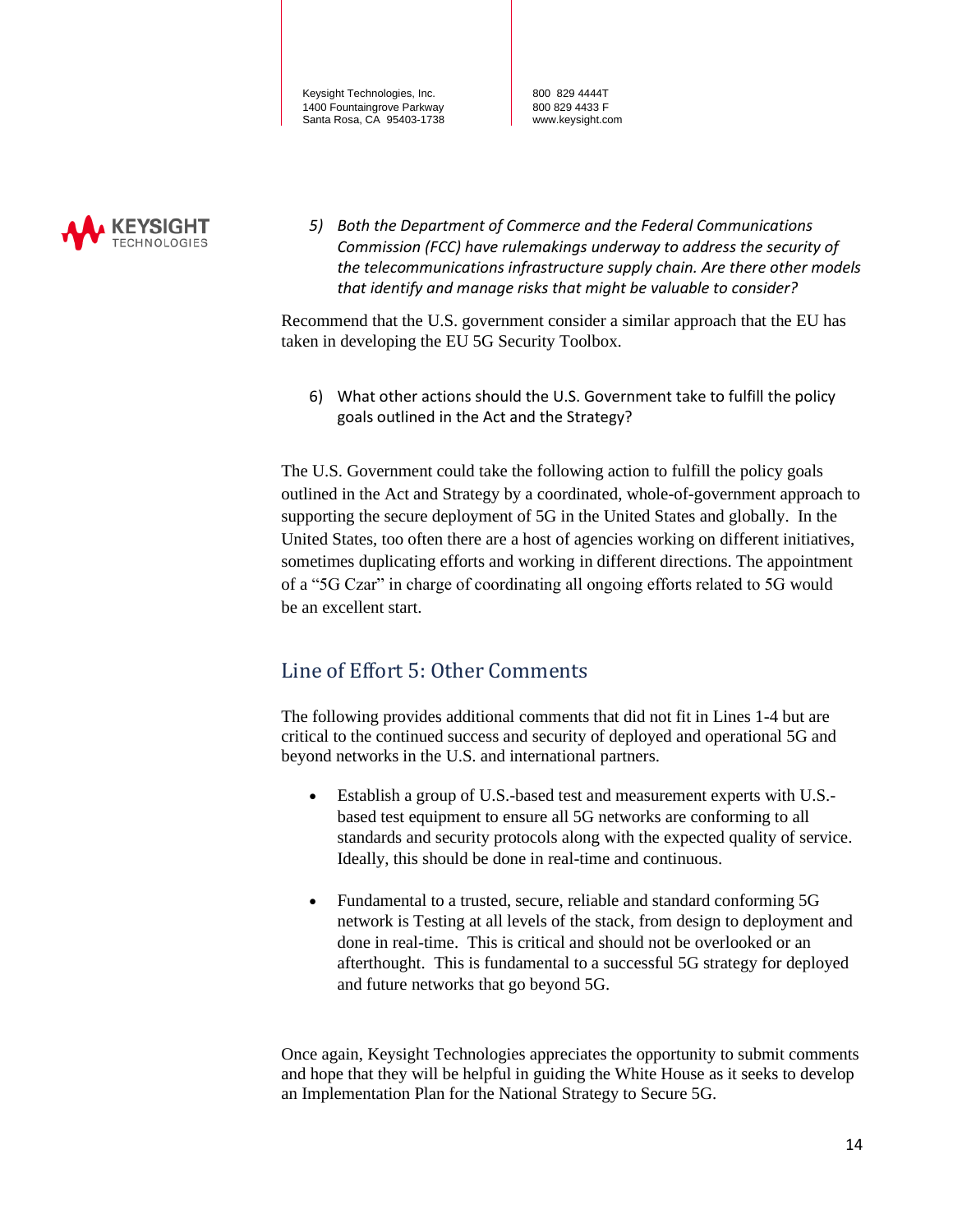*5) Both the Department of Commerce and the Federal Communications Commission (FCC) have rulemakings underway to address the security of the telecommunications infrastructure supply chain. Are there other models that identify and manage risks that might be valuable to consider?*

Recommend that the U.S. government consider a similar approach that the EU has taken in developing the EU 5G Security Toolbox.

6) What other actions should the U.S. Government take to fulfill the policy goals outlined in the Act and the Strategy?

The U.S. Government could take the following action to fulfill the policy goals outlined in the Act and Strategy by a coordinated, whole-of-government approach to supporting the secure deployment of 5G in the United States and globally. In the United States, too often there are a host of agencies working on different initiatives, sometimes duplicating efforts and working in different directions. The appointment of a "5G Czar" in charge of coordinating all ongoing efforts related to 5G would be an excellent start.

## Line of Effort 5: Other Comments

The following provides additional comments that did not fit in Lines 1-4 but are critical to the continued success and security of deployed and operational 5G and beyond networks in the U.S. and international partners.

- Establish a group of U.S.-based test and measurement experts with U.S.-based test equipment to ensure all 5G networks are conforming to all standards and security protocols along with the expected quality of service. Ideally, this should be done in real-time and continuous.

- Fundamental to a trusted, secure, reliable and standard conforming 5G network is Testing at all levels of the stack, from design to deployment and done in real-time. This is critical and should not be overlooked or an afterthought. This is fundamental to a successful 5G strategy for deployed and future networks that go beyond 5G.

Once again, Keysight Technologies appreciates the opportunity to submit comments and hope that they will be helpful in guiding the White House as it seeks to develop an Implementation Plan for the National Strategy to Secure 5G.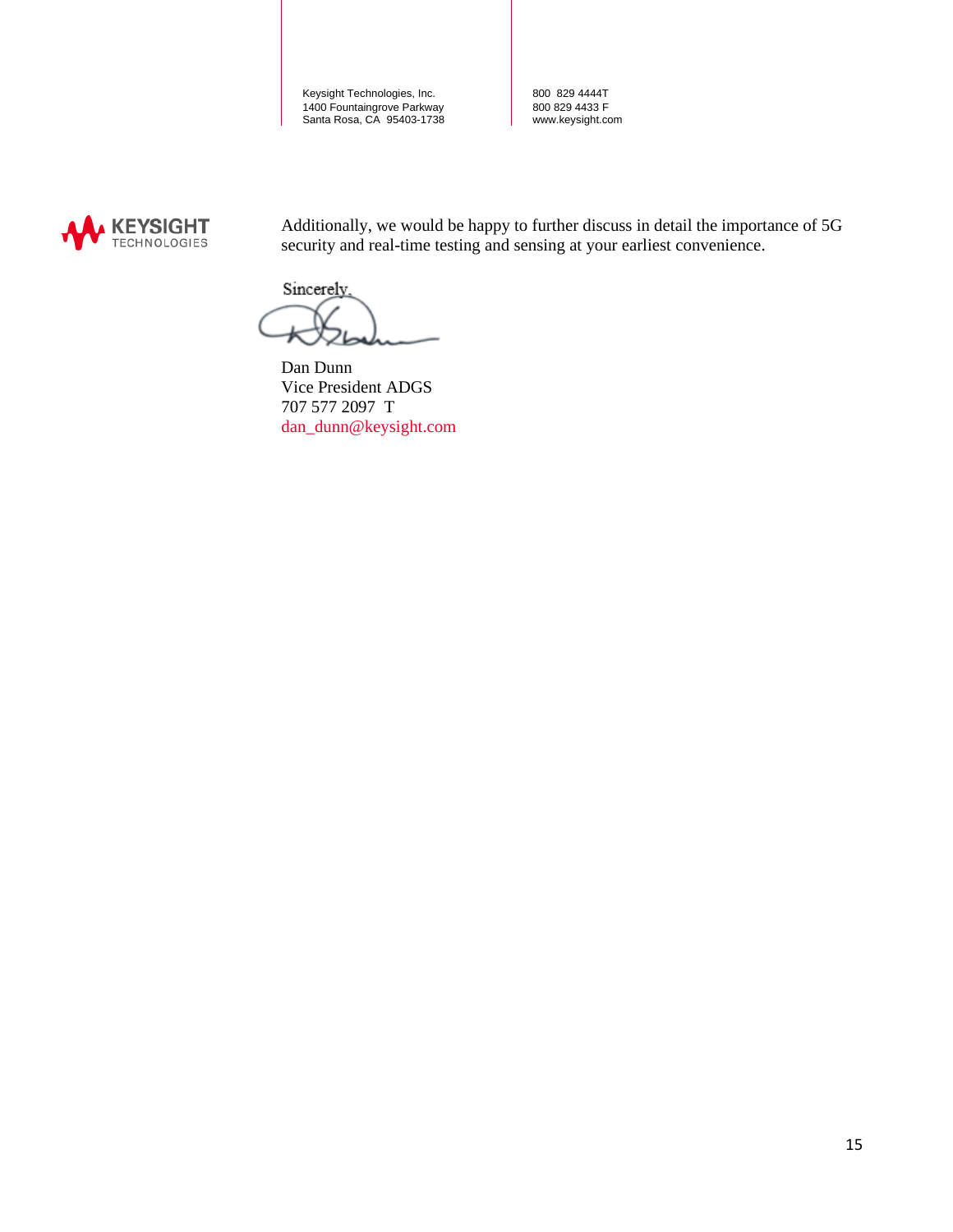Keysight Technologies, Inc.
1400 Fountaingrove Parkway
Santa Rosa, CA 95403-1738

800 829 4444T
800 829 4433 F
www.keysight.com

KEYSIGHT TECHNOLOGIES

Additionally, we would be happy to further discuss in detail the importance of 5G security and real-time testing and sensing at your earliest convenience.

Sincerely,

Dan Dunn
Vice President ADGS
707 577 2097 T
dan_dunn@keysight.com